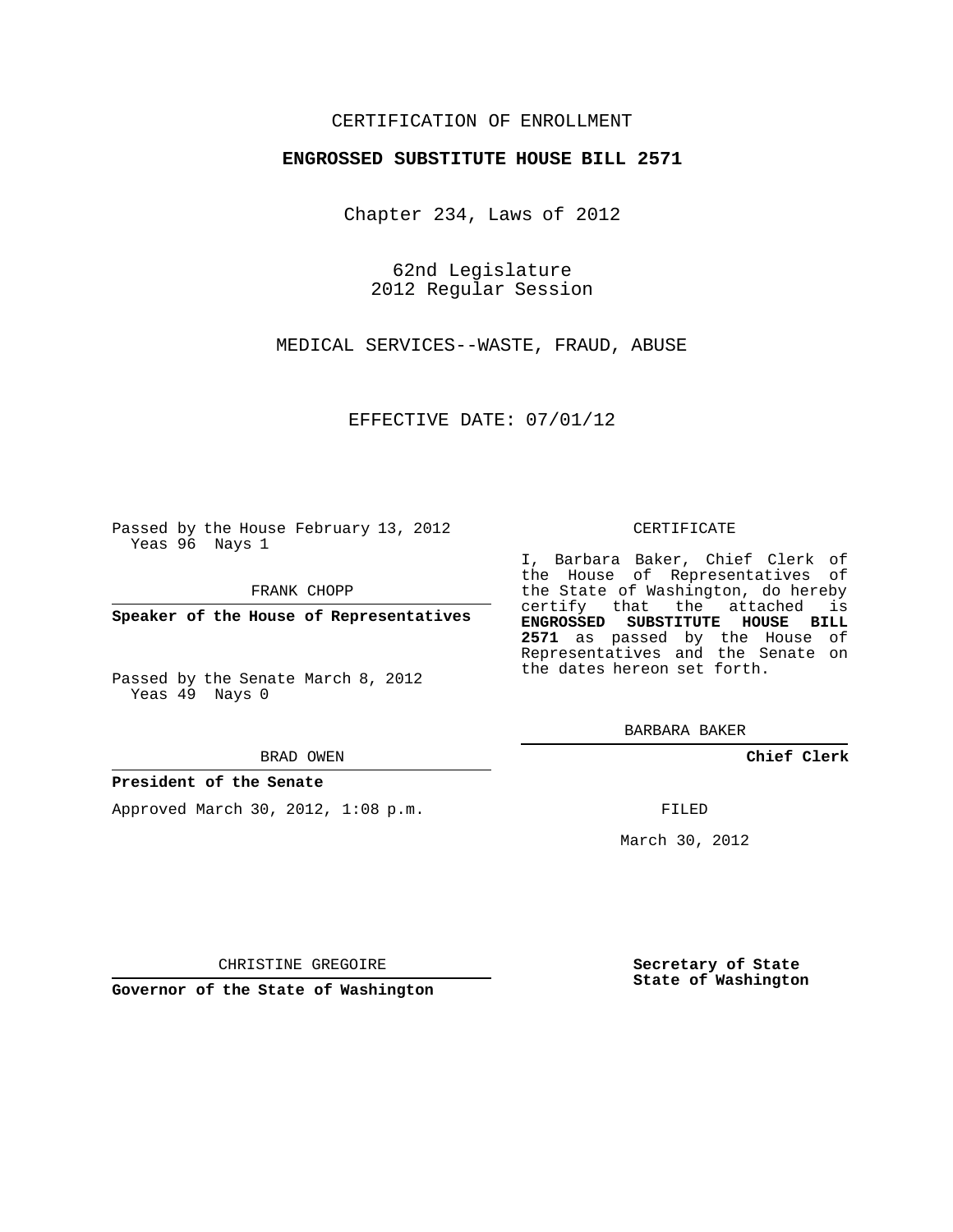CERTIFICATION OF ENROLLMENT

**ENGROSSED SUBSTITUTE HOUSE BILL 2571**

Chapter 234, Laws of 2012

62nd Legislature
2012 Regular Session

MEDICAL SERVICES--WASTE, FRAUD, ABUSE

EFFECTIVE DATE: 07/01/12

Passed by the House February 13, 2012
Yeas 96 Nays 1

FRANK CHOPP

**Speaker of the House of Representatives**

Passed by the Senate March 8, 2012
Yeas 49 Nays 0

BRAD OWEN

**President of the Senate**

Approved March 30, 2012, 1:08 p.m.

CHRISTINE GREGOIRE

**Governor of the State of Washington**

CERTIFICATE

I, Barbara Baker, Chief Clerk of the House of Representatives of the State of Washington, do hereby certify that the attached is **ENGROSSED SUBSTITUTE HOUSE BILL 2571** as passed by the House of Representatives and the Senate on the dates hereon set forth.

BARBARA BAKER

**Chief Clerk**

FILED

March 30, 2012

**Secretary of State**
**State of Washington**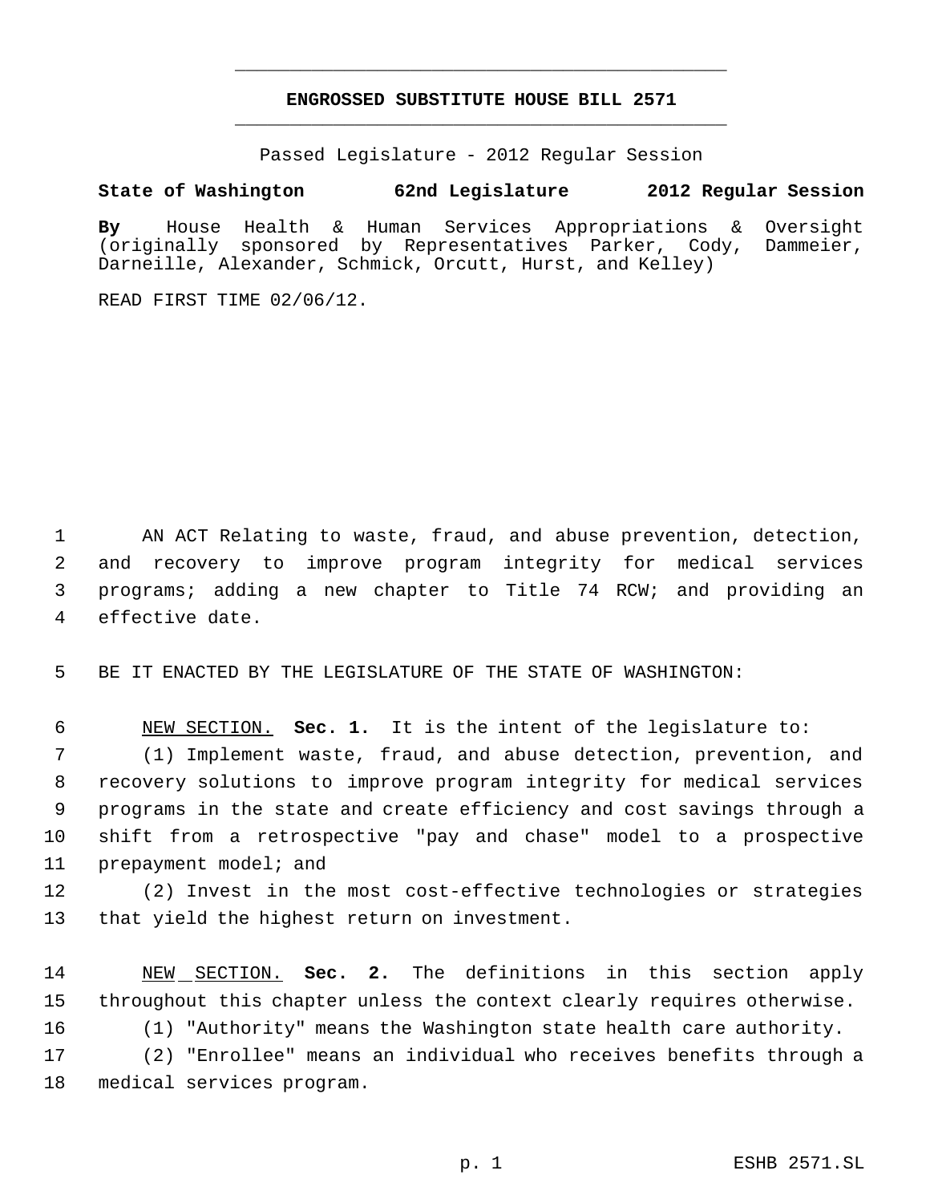# ENGROSSED SUBSTITUTE HOUSE BILL 2571

Passed Legislature - 2012 Regular Session

**State of Washington 62nd Legislature 2012 Regular Session**

**By** House Health & Human Services Appropriations & Oversight (originally sponsored by Representatives Parker, Cody, Dammeier, Darneille, Alexander, Schmick, Orcutt, Hurst, and Kelley)

READ FIRST TIME 02/06/12.

AN ACT Relating to waste, fraud, and abuse prevention, detection, and recovery to improve program integrity for medical services programs; adding a new chapter to Title 74 RCW; and providing an effective date.

BE IT ENACTED BY THE LEGISLATURE OF THE STATE OF WASHINGTON:

NEW SECTION. **Sec. 1.** It is the intent of the legislature to:

(1) Implement waste, fraud, and abuse detection, prevention, and recovery solutions to improve program integrity for medical services programs in the state and create efficiency and cost savings through a shift from a retrospective "pay and chase" model to a prospective prepayment model; and

(2) Invest in the most cost-effective technologies or strategies that yield the highest return on investment.

NEW SECTION. **Sec. 2.** The definitions in this section apply throughout this chapter unless the context clearly requires otherwise.

(1) "Authority" means the Washington state health care authority.

(2) "Enrollee" means an individual who receives benefits through a medical services program.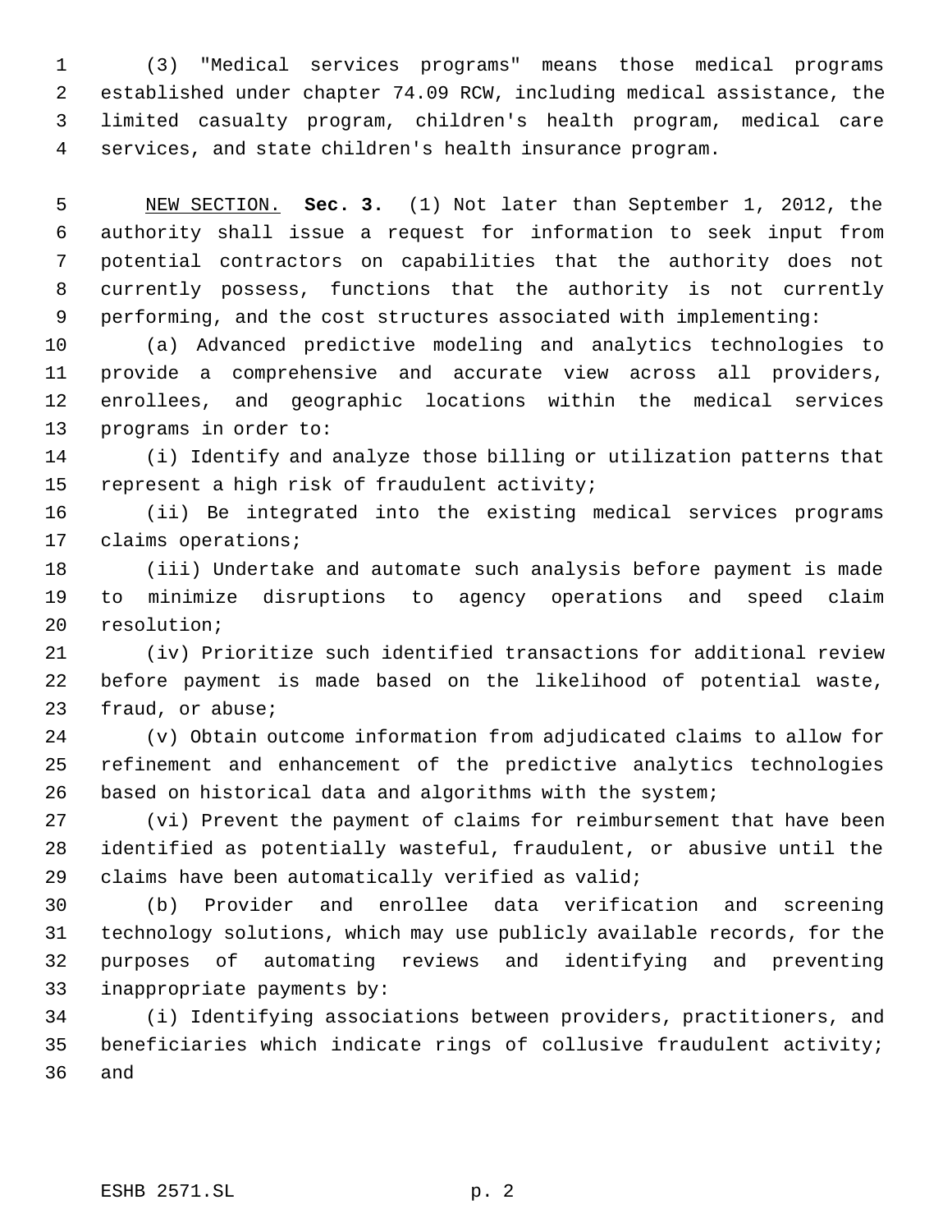(3) "Medical services programs" means those medical programs established under chapter 74.09 RCW, including medical assistance, the limited casualty program, children's health program, medical care services, and state children's health insurance program.

NEW SECTION. **Sec. 3.** (1) Not later than September 1, 2012, the authority shall issue a request for information to seek input from potential contractors on capabilities that the authority does not currently possess, functions that the authority is not currently performing, and the cost structures associated with implementing:

(a) Advanced predictive modeling and analytics technologies to provide a comprehensive and accurate view across all providers, enrollees, and geographic locations within the medical services programs in order to:

(i) Identify and analyze those billing or utilization patterns that represent a high risk of fraudulent activity;

(ii) Be integrated into the existing medical services programs claims operations;

(iii) Undertake and automate such analysis before payment is made to minimize disruptions to agency operations and speed claim resolution;

(iv) Prioritize such identified transactions for additional review before payment is made based on the likelihood of potential waste, fraud, or abuse;

(v) Obtain outcome information from adjudicated claims to allow for refinement and enhancement of the predictive analytics technologies based on historical data and algorithms with the system;

(vi) Prevent the payment of claims for reimbursement that have been identified as potentially wasteful, fraudulent, or abusive until the claims have been automatically verified as valid;

(b) Provider and enrollee data verification and screening technology solutions, which may use publicly available records, for the purposes of automating reviews and identifying and preventing inappropriate payments by:

(i) Identifying associations between providers, practitioners, and beneficiaries which indicate rings of collusive fraudulent activity; and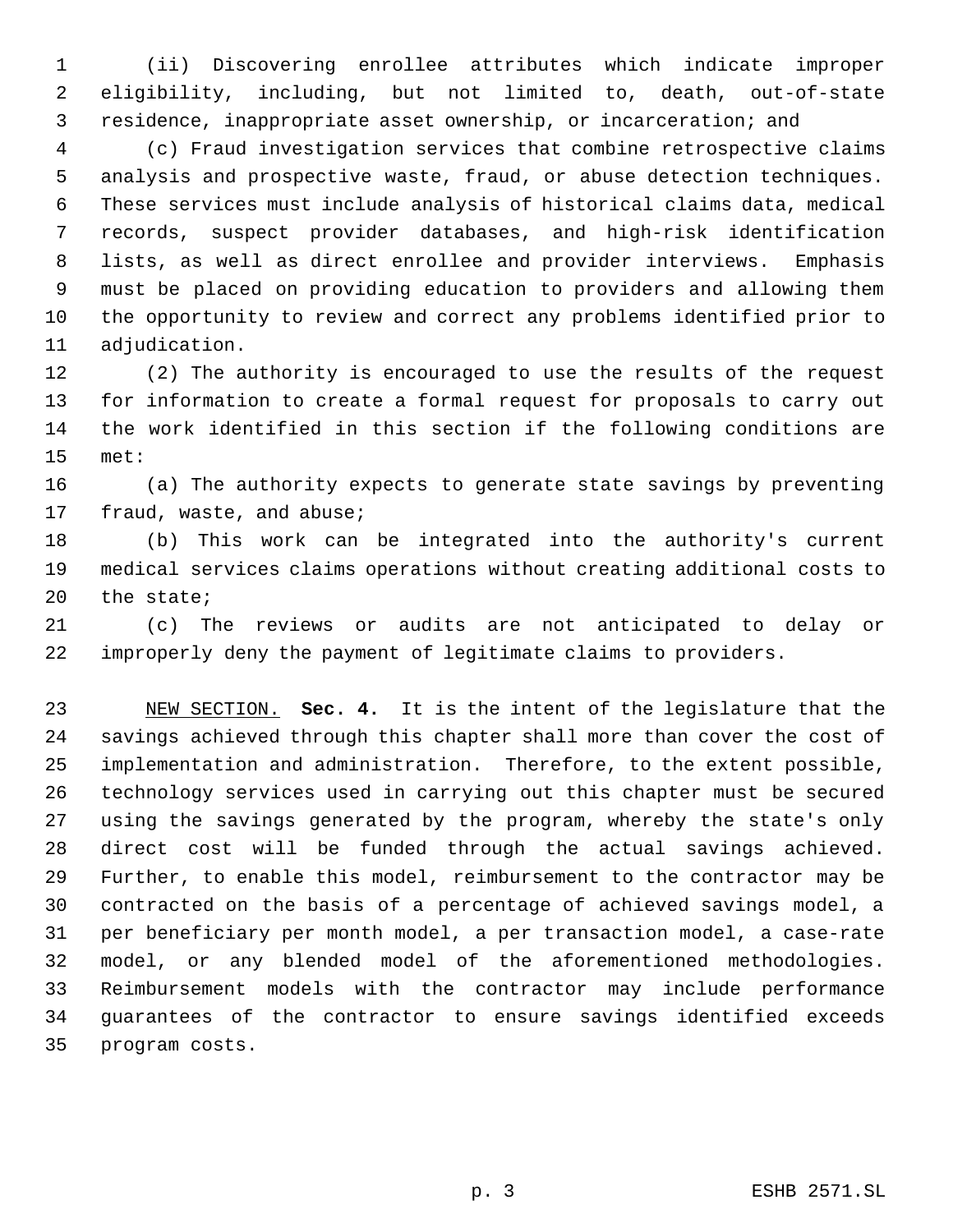(ii) Discovering enrollee attributes which indicate improper eligibility, including, but not limited to, death, out-of-state residence, inappropriate asset ownership, or incarceration; and

(c) Fraud investigation services that combine retrospective claims analysis and prospective waste, fraud, or abuse detection techniques. These services must include analysis of historical claims data, medical records, suspect provider databases, and high-risk identification lists, as well as direct enrollee and provider interviews. Emphasis must be placed on providing education to providers and allowing them the opportunity to review and correct any problems identified prior to adjudication.

(2) The authority is encouraged to use the results of the request for information to create a formal request for proposals to carry out the work identified in this section if the following conditions are met:

(a) The authority expects to generate state savings by preventing fraud, waste, and abuse;

(b) This work can be integrated into the authority's current medical services claims operations without creating additional costs to the state;

(c) The reviews or audits are not anticipated to delay or improperly deny the payment of legitimate claims to providers.

NEW SECTION. **Sec. 4.** It is the intent of the legislature that the savings achieved through this chapter shall more than cover the cost of implementation and administration. Therefore, to the extent possible, technology services used in carrying out this chapter must be secured using the savings generated by the program, whereby the state's only direct cost will be funded through the actual savings achieved. Further, to enable this model, reimbursement to the contractor may be contracted on the basis of a percentage of achieved savings model, a per beneficiary per month model, a per transaction model, a case-rate model, or any blended model of the aforementioned methodologies. Reimbursement models with the contractor may include performance guarantees of the contractor to ensure savings identified exceeds program costs.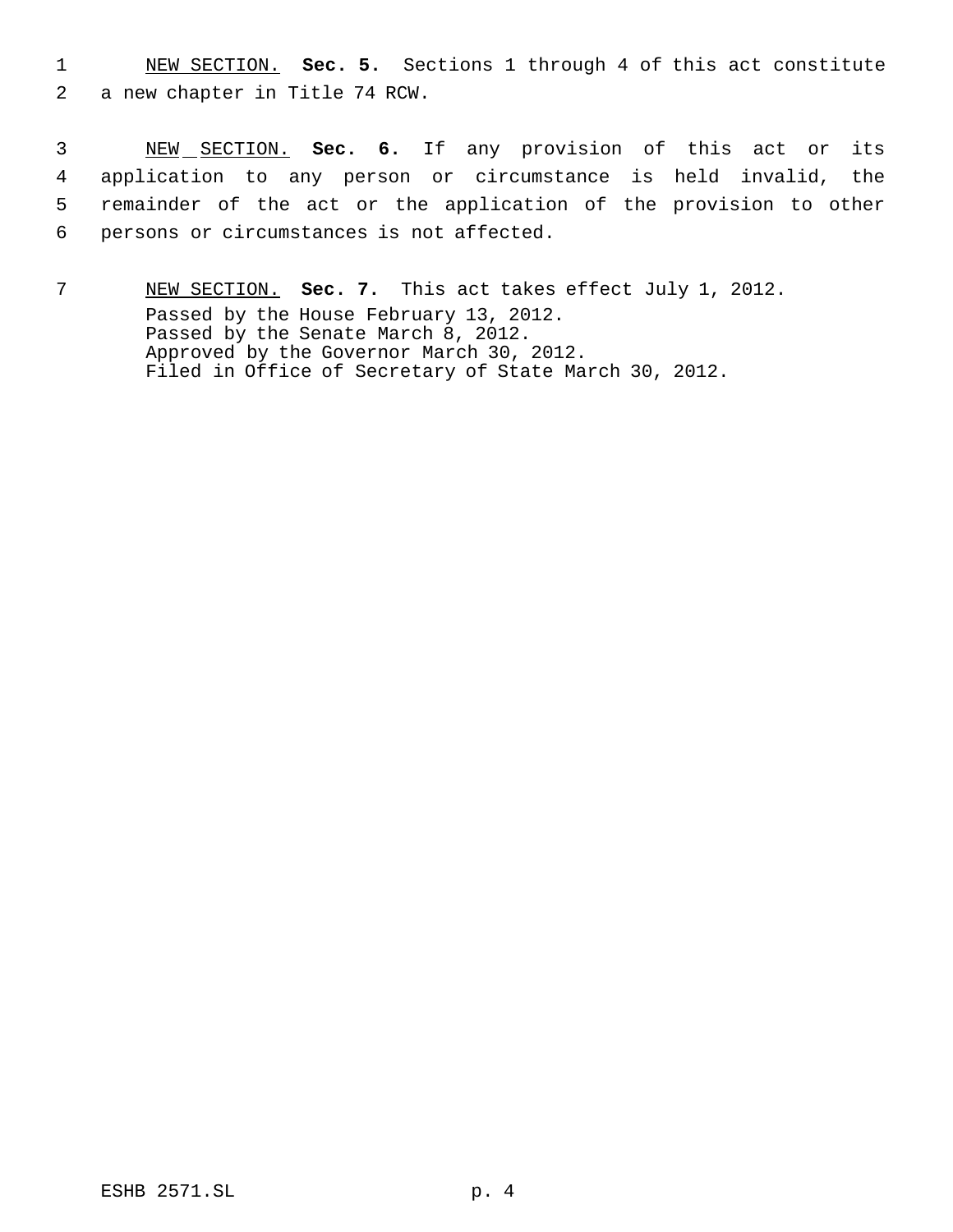NEW SECTION. **Sec. 5.** Sections 1 through 4 of this act constitute a new chapter in Title 74 RCW.

NEW SECTION. **Sec. 6.** If any provision of this act or its application to any person or circumstance is held invalid, the remainder of the act or the application of the provision to other persons or circumstances is not affected.

NEW SECTION. **Sec. 7.** This act takes effect July 1, 2012.

Passed by the House February 13, 2012.
Passed by the Senate March 8, 2012.
Approved by the Governor March 30, 2012.
Filed in Office of Secretary of State March 30, 2012.